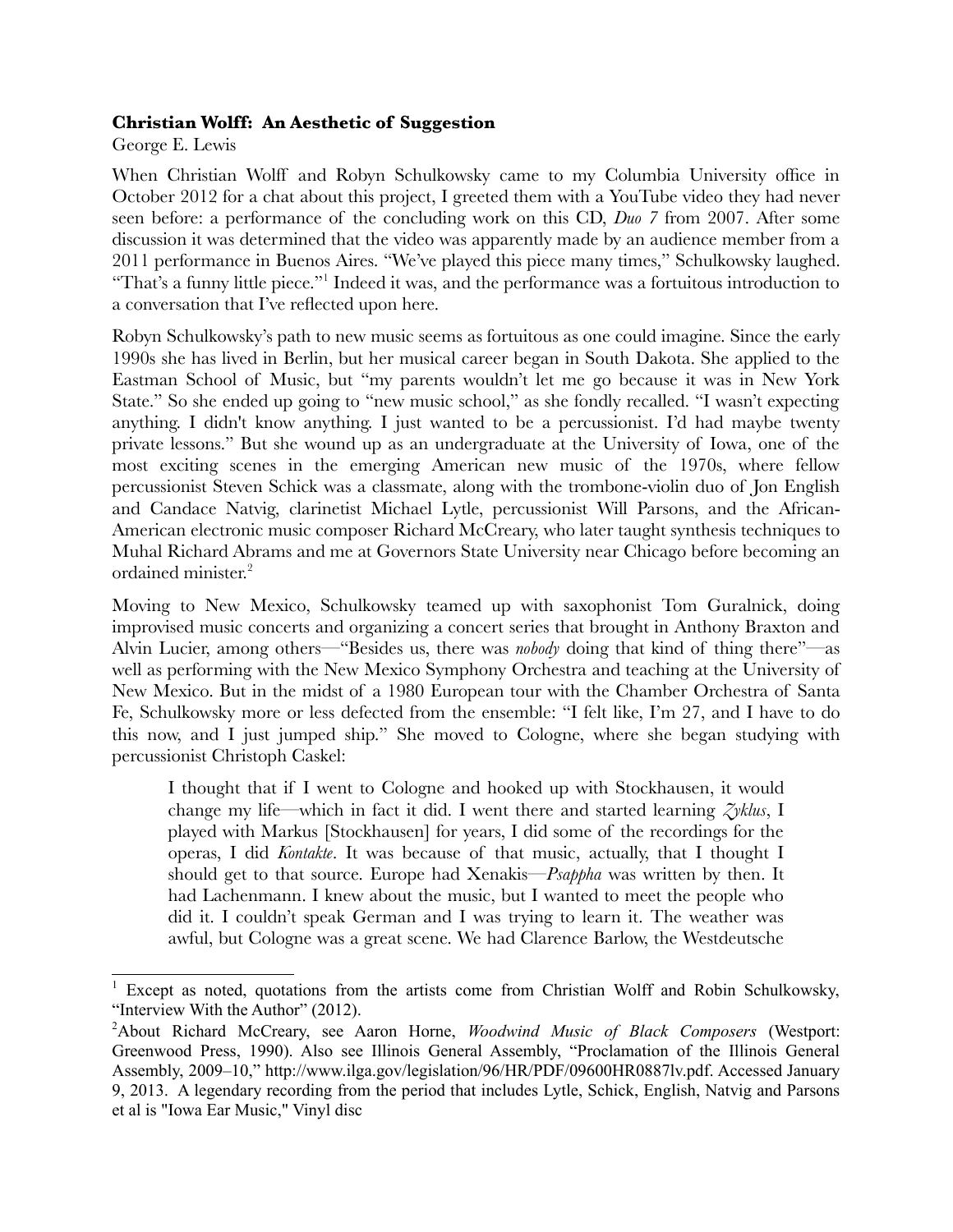**Christian Wolff: An Aesthetic of Suggestion**

George E. Lewis

When Christian Wolff and Robyn Schulkowsky came to my Columbia University office in October 2012 for a chat about this project, I greeted them with a YouTube video they had never seen before: a performance of the concluding work on this CD, *Duo 7* from 2007. After some discussion it was determined that the video was apparently made by an audience member from a 2011 performance in Buenos Aires. "We've played this piece many times," Schulkowsky laughed. "That's a funny little piece."[1] Indeed it was, and the performance was a fortuitous introduction to a conversation that I've reflected upon here.

Robyn Schulkowsky's path to new music seems as fortuitous as one could imagine. Since the early 1990s she has lived in Berlin, but her musical career began in South Dakota. She applied to the Eastman School of Music, but "my parents wouldn't let me go because it was in New York State." So she ended up going to "new music school," as she fondly recalled. "I wasn't expecting anything. I didn't know anything. I just wanted to be a percussionist. I'd had maybe twenty private lessons." But she wound up as an undergraduate at the University of Iowa, one of the most exciting scenes in the emerging American new music of the 1970s, where fellow percussionist Steven Schick was a classmate, along with the trombone-violin duo of Jon English and Candace Natvig, clarinetist Michael Lytle, percussionist Will Parsons, and the African-American electronic music composer Richard McCreary, who later taught synthesis techniques to Muhal Richard Abrams and me at Governors State University near Chicago before becoming an ordained minister.[2]

Moving to New Mexico, Schulkowsky teamed up with saxophonist Tom Guralnick, doing improvised music concerts and organizing a concert series that brought in Anthony Braxton and Alvin Lucier, among others—"Besides us, there was *nobody* doing that kind of thing there"—as well as performing with the New Mexico Symphony Orchestra and teaching at the University of New Mexico. But in the midst of a 1980 European tour with the Chamber Orchestra of Santa Fe, Schulkowsky more or less defected from the ensemble: "I felt like, I'm 27, and I have to do this now, and I just jumped ship." She moved to Cologne, where she began studying with percussionist Christoph Caskel:

> I thought that if I went to Cologne and hooked up with Stockhausen, it would change my life—which in fact it did. I went there and started learning *Zyklus*, I played with Markus [Stockhausen] for years, I did some of the recordings for the operas, I did *Kontakte*. It was because of that music, actually, that I thought I should get to that source. Europe had Xenakis—*Psappha* was written by then. It had Lachenmann. I knew about the music, but I wanted to meet the people who did it. I couldn't speak German and I was trying to learn it. The weather was awful, but Cologne was a great scene. We had Clarence Barlow, the Westdeutsche

---

[1] Except as noted, quotations from the artists come from Christian Wolff and Robin Schulkowsky, "Interview With the Author" (2012).

[2] About Richard McCreary, see Aaron Horne, *Woodwind Music of Black Composers* (Westport: Greenwood Press, 1990). Also see Illinois General Assembly, "Proclamation of the Illinois General Assembly, 2009–10," http://www.ilga.gov/legislation/96/HR/PDF/09600HR0887lv.pdf. Accessed January 9, 2013. A legendary recording from the period that includes Lytle, Schick, English, Natvig and Parsons et al is "Iowa Ear Music," Vinyl disc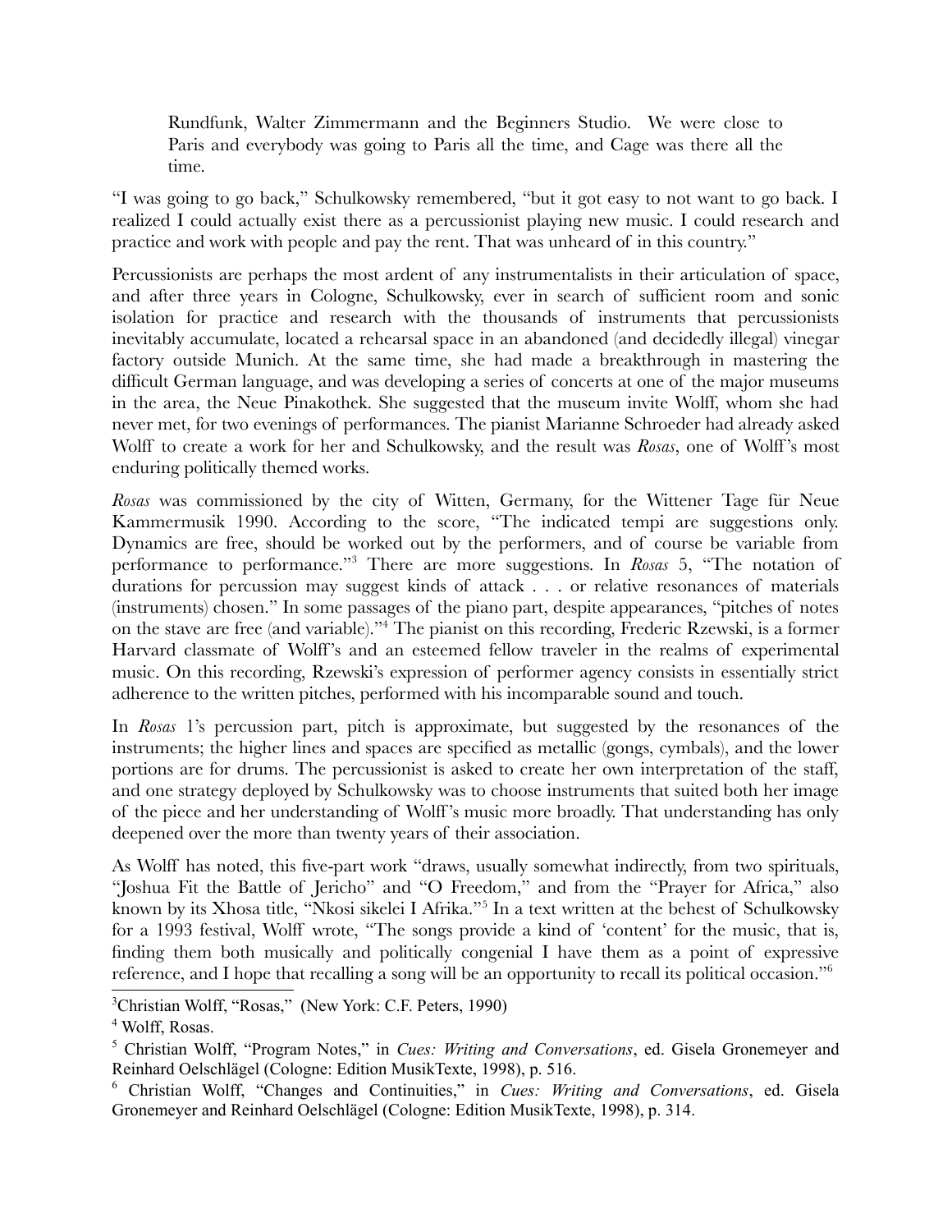> Rundfunk, Walter Zimmermann and the Beginners Studio. We were close to Paris and everybody was going to Paris all the time, and Cage was there all the time.

"I was going to go back," Schulkowsky remembered, "but it got easy to not want to go back. I realized I could actually exist there as a percussionist playing new music. I could research and practice and work with people and pay the rent. That was unheard of in this country."

Percussionists are perhaps the most ardent of any instrumentalists in their articulation of space, and after three years in Cologne, Schulkowsky, ever in search of sufficient room and sonic isolation for practice and research with the thousands of instruments that percussionists inevitably accumulate, located a rehearsal space in an abandoned (and decidedly illegal) vinegar factory outside Munich. At the same time, she had made a breakthrough in mastering the difficult German language, and was developing a series of concerts at one of the major museums in the area, the Neue Pinakothek. She suggested that the museum invite Wolff, whom she had never met, for two evenings of performances. The pianist Marianne Schroeder had already asked Wolff to create a work for her and Schulkowsky, and the result was *Rosas*, one of Wolff's most enduring politically themed works.

*Rosas* was commissioned by the city of Witten, Germany, for the Wittener Tage für Neue Kammermusik 1990. According to the score, "The indicated tempi are suggestions only. Dynamics are free, should be worked out by the performers, and of course be variable from performance to performance."[3] There are more suggestions. In *Rosas* 5, "The notation of durations for percussion may suggest kinds of attack . . . or relative resonances of materials (instruments) chosen." In some passages of the piano part, despite appearances, "pitches of notes on the stave are free (and variable)."[4] The pianist on this recording, Frederic Rzewski, is a former Harvard classmate of Wolff's and an esteemed fellow traveler in the realms of experimental music. On this recording, Rzewski's expression of performer agency consists in essentially strict adherence to the written pitches, performed with his incomparable sound and touch.

In *Rosas* 1's percussion part, pitch is approximate, but suggested by the resonances of the instruments; the higher lines and spaces are specified as metallic (gongs, cymbals), and the lower portions are for drums. The percussionist is asked to create her own interpretation of the staff, and one strategy deployed by Schulkowsky was to choose instruments that suited both her image of the piece and her understanding of Wolff's music more broadly. That understanding has only deepened over the more than twenty years of their association.

As Wolff has noted, this five-part work "draws, usually somewhat indirectly, from two spirituals, "Joshua Fit the Battle of Jericho" and "O Freedom," and from the "Prayer for Africa," also known by its Xhosa title, "Nkosi sikelei I Afrika."[5] In a text written at the behest of Schulkowsky for a 1993 festival, Wolff wrote, "The songs provide a kind of 'content' for the music, that is, finding them both musically and politically congenial I have them as a point of expressive reference, and I hope that recalling a song will be an opportunity to recall its political occasion."[6]

---

[3] Christian Wolff, "Rosas," (New York: C.F. Peters, 1990)

[4] Wolff, Rosas.

[5] Christian Wolff, "Program Notes," in *Cues: Writing and Conversations*, ed. Gisela Gronemeyer and Reinhard Oelschlägel (Cologne: Edition MusikTexte, 1998), p. 516.

[6] Christian Wolff, "Changes and Continuities," in *Cues: Writing and Conversations*, ed. Gisela Gronemeyer and Reinhard Oelschlägel (Cologne: Edition MusikTexte, 1998), p. 314.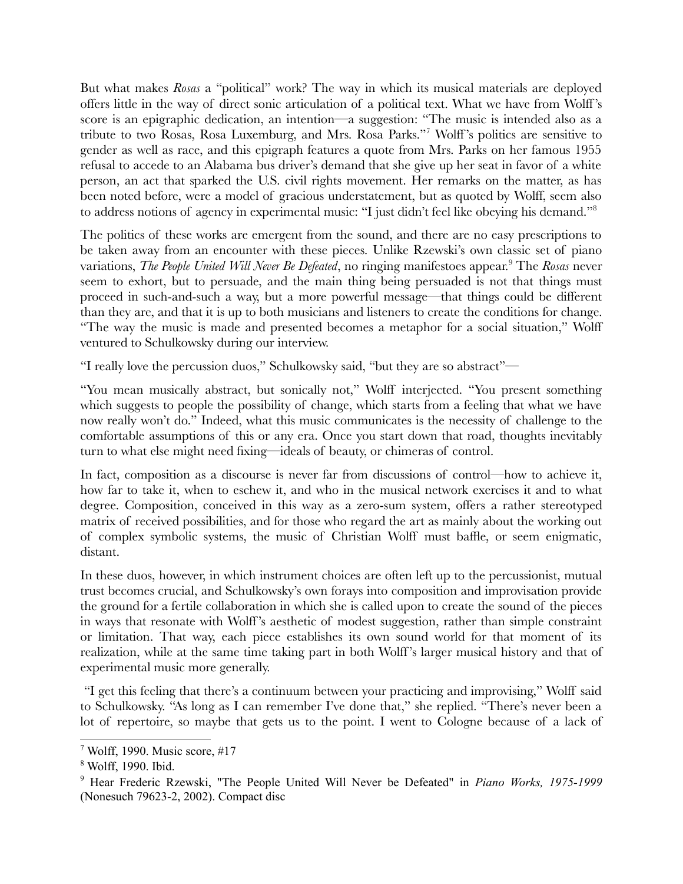But what makes *Rosas* a "political" work? The way in which its musical materials are deployed offers little in the way of direct sonic articulation of a political text. What we have from Wolff's score is an epigraphic dedication, an intention—a suggestion: "The music is intended also as a tribute to two Rosas, Rosa Luxemburg, and Mrs. Rosa Parks."[7] Wolff's politics are sensitive to gender as well as race, and this epigraph features a quote from Mrs. Parks on her famous 1955 refusal to accede to an Alabama bus driver's demand that she give up her seat in favor of a white person, an act that sparked the U.S. civil rights movement. Her remarks on the matter, as has been noted before, were a model of gracious understatement, but as quoted by Wolff, seem also to address notions of agency in experimental music: "I just didn't feel like obeying his demand."[8]

The politics of these works are emergent from the sound, and there are no easy prescriptions to be taken away from an encounter with these pieces. Unlike Rzewski's own classic set of piano variations, *The People United Will Never Be Defeated*, no ringing manifestoes appear.[9] The *Rosas* never seem to exhort, but to persuade, and the main thing being persuaded is not that things must proceed in such-and-such a way, but a more powerful message—that things could be different than they are, and that it is up to both musicians and listeners to create the conditions for change. "The way the music is made and presented becomes a metaphor for a social situation," Wolff ventured to Schulkowsky during our interview.

"I really love the percussion duos," Schulkowsky said, "but they are so abstract"—

"You mean musically abstract, but sonically not," Wolff interjected. "You present something which suggests to people the possibility of change, which starts from a feeling that what we have now really won't do." Indeed, what this music communicates is the necessity of challenge to the comfortable assumptions of this or any era. Once you start down that road, thoughts inevitably turn to what else might need fixing—ideals of beauty, or chimeras of control.

In fact, composition as a discourse is never far from discussions of control—how to achieve it, how far to take it, when to eschew it, and who in the musical network exercises it and to what degree. Composition, conceived in this way as a zero-sum system, offers a rather stereotyped matrix of received possibilities, and for those who regard the art as mainly about the working out of complex symbolic systems, the music of Christian Wolff must baffle, or seem enigmatic, distant.

In these duos, however, in which instrument choices are often left up to the percussionist, mutual trust becomes crucial, and Schulkowsky's own forays into composition and improvisation provide the ground for a fertile collaboration in which she is called upon to create the sound of the pieces in ways that resonate with Wolff's aesthetic of modest suggestion, rather than simple constraint or limitation. That way, each piece establishes its own sound world for that moment of its realization, while at the same time taking part in both Wolff's larger musical history and that of experimental music more generally.

"I get this feeling that there's a continuum between your practicing and improvising," Wolff said to Schulkowsky. "As long as I can remember I've done that," she replied. "There's never been a lot of repertoire, so maybe that gets us to the point. I went to Cologne because of a lack of

---

[7] Wolff, 1990. Music score, #17

[8] Wolff, 1990. Ibid.

[9] Hear Frederic Rzewski, "The People United Will Never be Defeated" in *Piano Works, 1975-1999* (Nonesuch 79623-2, 2002). Compact disc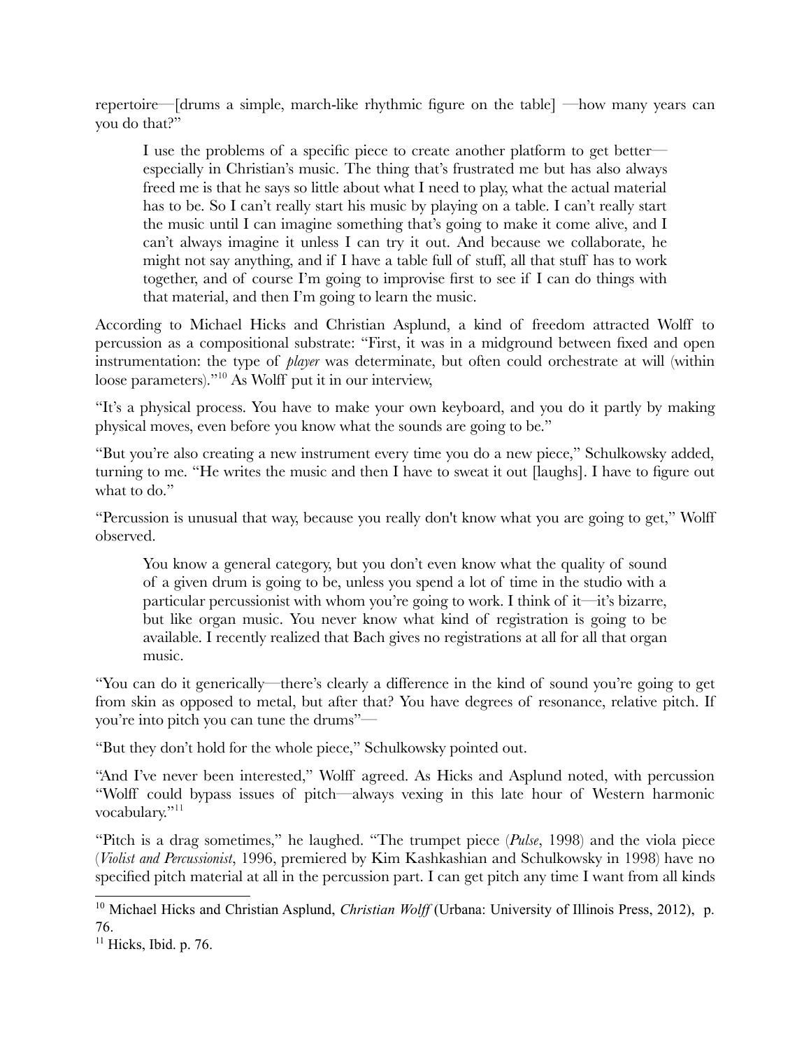repertoire—[drums a simple, march-like rhythmic figure on the table] —how many years can you do that?"

> I use the problems of a specific piece to create another platform to get better—especially in Christian's music. The thing that's frustrated me but has also always freed me is that he says so little about what I need to play, what the actual material has to be. So I can't really start his music by playing on a table. I can't really start the music until I can imagine something that's going to make it come alive, and I can't always imagine it unless I can try it out. And because we collaborate, he might not say anything, and if I have a table full of stuff, all that stuff has to work together, and of course I'm going to improvise first to see if I can do things with that material, and then I'm going to learn the music.

According to Michael Hicks and Christian Asplund, a kind of freedom attracted Wolff to percussion as a compositional substrate: "First, it was in a midground between fixed and open instrumentation: the type of *player* was determinate, but often could orchestrate at will (within loose parameters)."[10] As Wolff put it in our interview,

"It's a physical process. You have to make your own keyboard, and you do it partly by making physical moves, even before you know what the sounds are going to be."

"But you're also creating a new instrument every time you do a new piece," Schulkowsky added, turning to me. "He writes the music and then I have to sweat it out [laughs]. I have to figure out what to do."

"Percussion is unusual that way, because you really don't know what you are going to get," Wolff observed.

> You know a general category, but you don't even know what the quality of sound of a given drum is going to be, unless you spend a lot of time in the studio with a particular percussionist with whom you're going to work. I think of it—it's bizarre, but like organ music. You never know what kind of registration is going to be available. I recently realized that Bach gives no registrations at all for all that organ music.

"You can do it generically—there's clearly a difference in the kind of sound you're going to get from skin as opposed to metal, but after that? You have degrees of resonance, relative pitch. If you're into pitch you can tune the drums"—

"But they don't hold for the whole piece," Schulkowsky pointed out.

"And I've never been interested," Wolff agreed. As Hicks and Asplund noted, with percussion "Wolff could bypass issues of pitch—always vexing in this late hour of Western harmonic vocabulary."[11]

"Pitch is a drag sometimes," he laughed. "The trumpet piece (*Pulse*, 1998) and the viola piece (*Violist and Percussionist*, 1996, premiered by Kim Kashkashian and Schulkowsky in 1998) have no specified pitch material at all in the percussion part. I can get pitch any time I want from all kinds

---

[10] Michael Hicks and Christian Asplund, *Christian Wolff* (Urbana: University of Illinois Press, 2012), p. 76.

[11] Hicks, Ibid. p. 76.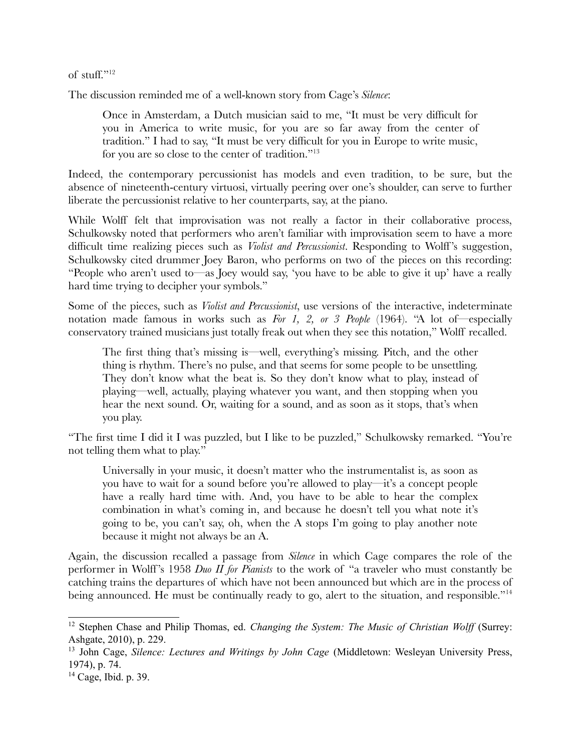of stuff."[12]

The discussion reminded me of a well-known story from Cage's *Silence*:

> Once in Amsterdam, a Dutch musician said to me, "It must be very difficult for you in America to write music, for you are so far away from the center of tradition." I had to say, "It must be very difficult for you in Europe to write music, for you are so close to the center of tradition."[13]

Indeed, the contemporary percussionist has models and even tradition, to be sure, but the absence of nineteenth-century virtuosi, virtually peering over one's shoulder, can serve to further liberate the percussionist relative to her counterparts, say, at the piano.

While Wolff felt that improvisation was not really a factor in their collaborative process, Schulkowsky noted that performers who aren't familiar with improvisation seem to have a more difficult time realizing pieces such as *Violist and Percussionist*. Responding to Wolff's suggestion, Schulkowsky cited drummer Joey Baron, who performs on two of the pieces on this recording: "People who aren't used to—as Joey would say, 'you have to be able to give it up' have a really hard time trying to decipher your symbols."

Some of the pieces, such as *Violist and Percussionist*, use versions of the interactive, indeterminate notation made famous in works such as *For 1, 2, or 3 People* (1964). "A lot of—especially conservatory trained musicians just totally freak out when they see this notation," Wolff recalled.

> The first thing that's missing is—well, everything's missing. Pitch, and the other thing is rhythm. There's no pulse, and that seems for some people to be unsettling. They don't know what the beat is. So they don't know what to play, instead of playing—well, actually, playing whatever you want, and then stopping when you hear the next sound. Or, waiting for a sound, and as soon as it stops, that's when you play.

"The first time I did it I was puzzled, but I like to be puzzled," Schulkowsky remarked. "You're not telling them what to play."

> Universally in your music, it doesn't matter who the instrumentalist is, as soon as you have to wait for a sound before you're allowed to play—it's a concept people have a really hard time with. And, you have to be able to hear the complex combination in what's coming in, and because he doesn't tell you what note it's going to be, you can't say, oh, when the A stops I'm going to play another note because it might not always be an A.

Again, the discussion recalled a passage from *Silence* in which Cage compares the role of the performer in Wolff's 1958 *Duo II for Pianists* to the work of "a traveler who must constantly be catching trains the departures of which have not been announced but which are in the process of being announced. He must be continually ready to go, alert to the situation, and responsible."[14]

---

[12] Stephen Chase and Philip Thomas, ed. *Changing the System: The Music of Christian Wolff* (Surrey: Ashgate, 2010), p. 229.

[13] John Cage, *Silence: Lectures and Writings by John Cage* (Middletown: Wesleyan University Press, 1974), p. 74.

[14] Cage, Ibid. p. 39.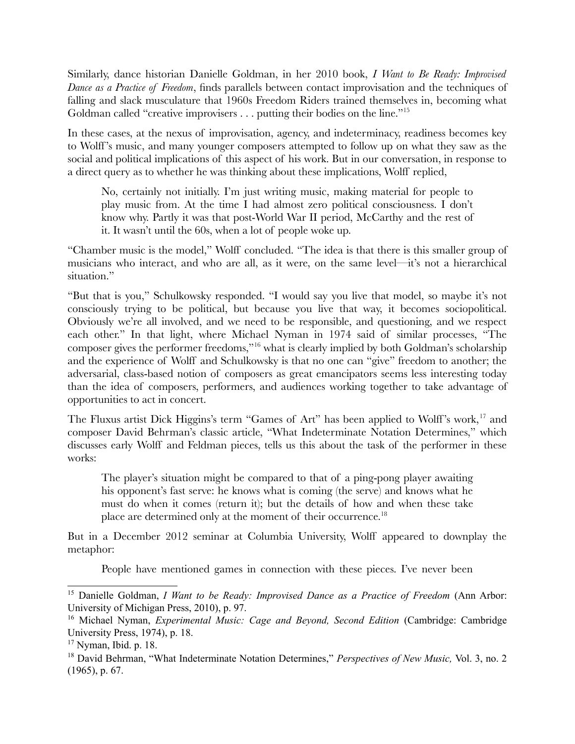Similarly, dance historian Danielle Goldman, in her 2010 book, *I Want to Be Ready: Improvised Dance as a Practice of Freedom*, finds parallels between contact improvisation and the techniques of falling and slack musculature that 1960s Freedom Riders trained themselves in, becoming what Goldman called "creative improvisers . . . putting their bodies on the line."[15]

In these cases, at the nexus of improvisation, agency, and indeterminacy, readiness becomes key to Wolff's music, and many younger composers attempted to follow up on what they saw as the social and political implications of this aspect of his work. But in our conversation, in response to a direct query as to whether he was thinking about these implications, Wolff replied,

> No, certainly not initially. I'm just writing music, making material for people to play music from. At the time I had almost zero political consciousness. I don't know why. Partly it was that post-World War II period, McCarthy and the rest of it. It wasn't until the 60s, when a lot of people woke up.

"Chamber music is the model," Wolff concluded. "The idea is that there is this smaller group of musicians who interact, and who are all, as it were, on the same level—it's not a hierarchical situation."

"But that is you," Schulkowsky responded. "I would say you live that model, so maybe it's not consciously trying to be political, but because you live that way, it becomes sociopolitical. Obviously we're all involved, and we need to be responsible, and questioning, and we respect each other." In that light, where Michael Nyman in 1974 said of similar processes, "The composer gives the performer freedoms,"[16] what is clearly implied by both Goldman's scholarship and the experience of Wolff and Schulkowsky is that no one can "give" freedom to another; the adversarial, class-based notion of composers as great emancipators seems less interesting today than the idea of composers, performers, and audiences working together to take advantage of opportunities to act in concert.

The Fluxus artist Dick Higgins's term "Games of Art" has been applied to Wolff's work,[17] and composer David Behrman's classic article, "What Indeterminate Notation Determines," which discusses early Wolff and Feldman pieces, tells us this about the task of the performer in these works:

> The player's situation might be compared to that of a ping-pong player awaiting his opponent's fast serve: he knows what is coming (the serve) and knows what he must do when it comes (return it); but the details of how and when these take place are determined only at the moment of their occurrence.[18]

But in a December 2012 seminar at Columbia University, Wolff appeared to downplay the metaphor:

> People have mentioned games in connection with these pieces. I've never been

---

[15] Danielle Goldman, *I Want to be Ready: Improvised Dance as a Practice of Freedom* (Ann Arbor: University of Michigan Press, 2010), p. 97.

[16] Michael Nyman, *Experimental Music: Cage and Beyond, Second Edition* (Cambridge: Cambridge University Press, 1974), p. 18.

[17] Nyman, Ibid. p. 18.

[18] David Behrman, "What Indeterminate Notation Determines," *Perspectives of New Music,* Vol. 3, no. 2 (1965), p. 67.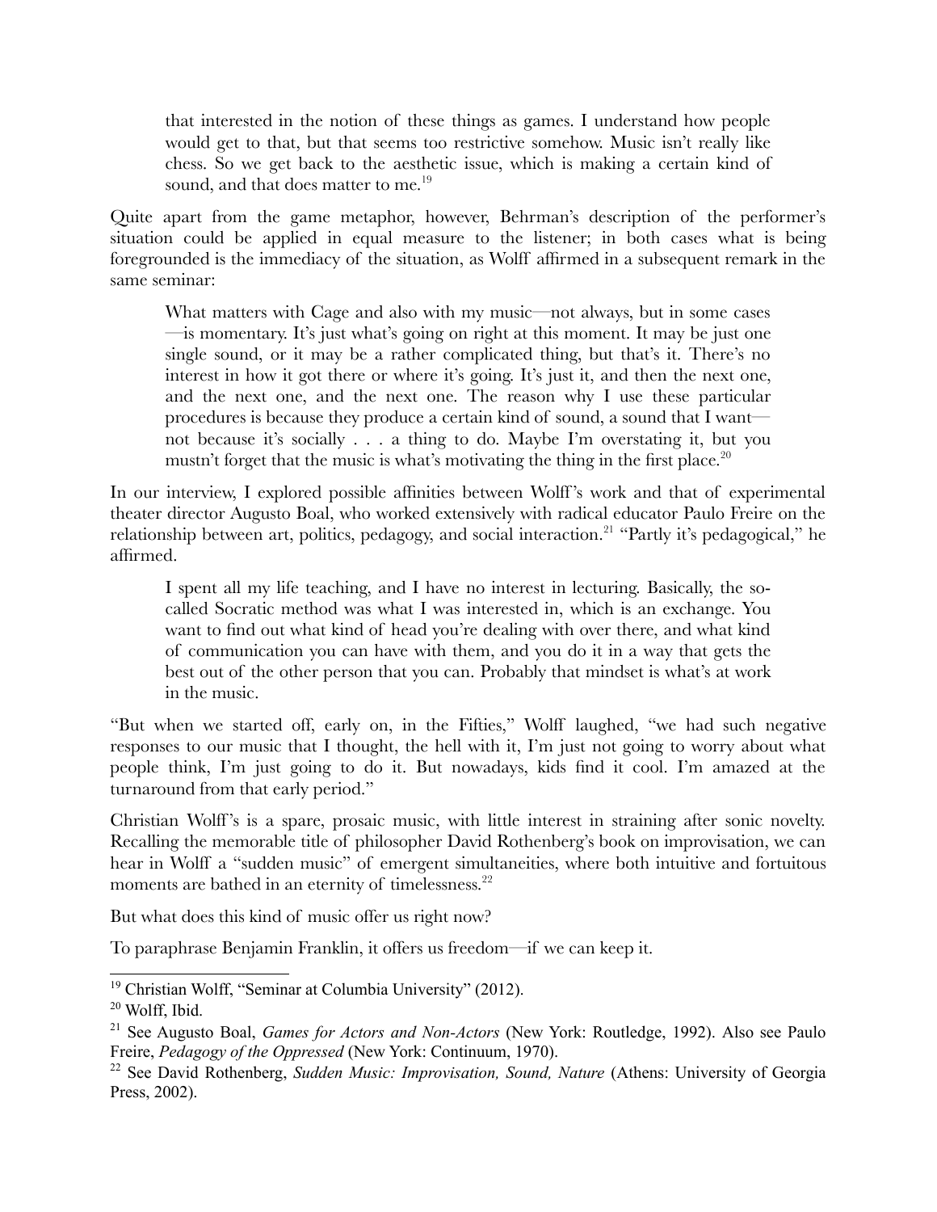> that interested in the notion of these things as games. I understand how people would get to that, but that seems too restrictive somehow. Music isn't really like chess. So we get back to the aesthetic issue, which is making a certain kind of sound, and that does matter to me.[19]

Quite apart from the game metaphor, however, Behrman's description of the performer's situation could be applied in equal measure to the listener; in both cases what is being foregrounded is the immediacy of the situation, as Wolff affirmed in a subsequent remark in the same seminar:

> What matters with Cage and also with my music—not always, but in some cases—is momentary. It's just what's going on right at this moment. It may be just one single sound, or it may be a rather complicated thing, but that's it. There's no interest in how it got there or where it's going. It's just it, and then the next one, and the next one, and the next one. The reason why I use these particular procedures is because they produce a certain kind of sound, a sound that I want—not because it's socially . . . a thing to do. Maybe I'm overstating it, but you mustn't forget that the music is what's motivating the thing in the first place.[20]

In our interview, I explored possible affinities between Wolff's work and that of experimental theater director Augusto Boal, who worked extensively with radical educator Paulo Freire on the relationship between art, politics, pedagogy, and social interaction.[21] "Partly it's pedagogical," he affirmed.

> I spent all my life teaching, and I have no interest in lecturing. Basically, the so-called Socratic method was what I was interested in, which is an exchange. You want to find out what kind of head you're dealing with over there, and what kind of communication you can have with them, and you do it in a way that gets the best out of the other person that you can. Probably that mindset is what's at work in the music.

"But when we started off, early on, in the Fifties," Wolff laughed, "we had such negative responses to our music that I thought, the hell with it, I'm just not going to worry about what people think, I'm just going to do it. But nowadays, kids find it cool. I'm amazed at the turnaround from that early period."

Christian Wolff's is a spare, prosaic music, with little interest in straining after sonic novelty. Recalling the memorable title of philosopher David Rothenberg's book on improvisation, we can hear in Wolff a "sudden music" of emergent simultaneities, where both intuitive and fortuitous moments are bathed in an eternity of timelessness.[22]

But what does this kind of music offer us right now?

To paraphrase Benjamin Franklin, it offers us freedom—if we can keep it.

---

[19] Christian Wolff, "Seminar at Columbia University" (2012).

[20] Wolff, Ibid.

[21] See Augusto Boal, *Games for Actors and Non-Actors* (New York: Routledge, 1992). Also see Paulo Freire, *Pedagogy of the Oppressed* (New York: Continuum, 1970).

[22] See David Rothenberg, *Sudden Music: Improvisation, Sound, Nature* (Athens: University of Georgia Press, 2002).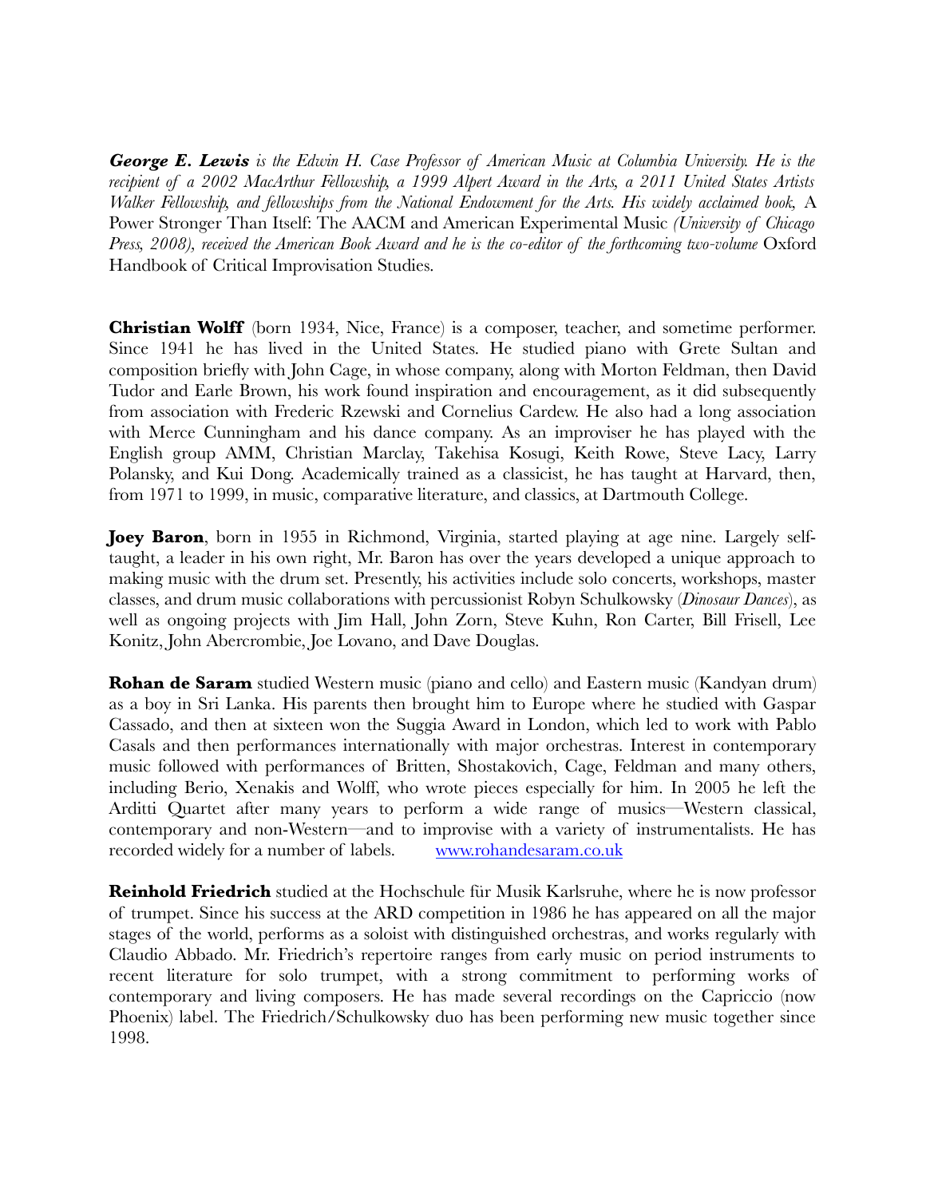***George E. Lewis*** *is the Edwin H. Case Professor of American Music at Columbia University. He is the recipient of a 2002 MacArthur Fellowship, a 1999 Alpert Award in the Arts, a 2011 United States Artists Walker Fellowship, and fellowships from the National Endowment for the Arts. His widely acclaimed book,* A Power Stronger Than Itself: The AACM and American Experimental Music *(University of Chicago Press, 2008), received the American Book Award and he is the co-editor of the forthcoming two-volume* Oxford Handbook of Critical Improvisation Studies.

**Christian Wolff** (born 1934, Nice, France) is a composer, teacher, and sometime performer. Since 1941 he has lived in the United States. He studied piano with Grete Sultan and composition briefly with John Cage, in whose company, along with Morton Feldman, then David Tudor and Earle Brown, his work found inspiration and encouragement, as it did subsequently from association with Frederic Rzewski and Cornelius Cardew. He also had a long association with Merce Cunningham and his dance company. As an improviser he has played with the English group AMM, Christian Marclay, Takehisa Kosugi, Keith Rowe, Steve Lacy, Larry Polansky, and Kui Dong. Academically trained as a classicist, he has taught at Harvard, then, from 1971 to 1999, in music, comparative literature, and classics, at Dartmouth College.

**Joey Baron**, born in 1955 in Richmond, Virginia, started playing at age nine. Largely self-taught, a leader in his own right, Mr. Baron has over the years developed a unique approach to making music with the drum set. Presently, his activities include solo concerts, workshops, master classes, and drum music collaborations with percussionist Robyn Schulkowsky (*Dinosaur Dances*), as well as ongoing projects with Jim Hall, John Zorn, Steve Kuhn, Ron Carter, Bill Frisell, Lee Konitz, John Abercrombie, Joe Lovano, and Dave Douglas.

**Rohan de Saram** studied Western music (piano and cello) and Eastern music (Kandyan drum) as a boy in Sri Lanka. His parents then brought him to Europe where he studied with Gaspar Cassado, and then at sixteen won the Suggia Award in London, which led to work with Pablo Casals and then performances internationally with major orchestras. Interest in contemporary music followed with performances of Britten, Shostakovich, Cage, Feldman and many others, including Berio, Xenakis and Wolff, who wrote pieces especially for him. In 2005 he left the Arditti Quartet after many years to perform a wide range of musics—Western classical, contemporary and non-Western—and to improvise with a variety of instrumentalists. He has recorded widely for a number of labels. [www.rohandesaram.co.uk](http://www.rohandesaram.co.uk)

**Reinhold Friedrich** studied at the Hochschule für Musik Karlsruhe, where he is now professor of trumpet. Since his success at the ARD competition in 1986 he has appeared on all the major stages of the world, performs as a soloist with distinguished orchestras, and works regularly with Claudio Abbado. Mr. Friedrich's repertoire ranges from early music on period instruments to recent literature for solo trumpet, with a strong commitment to performing works of contemporary and living composers. He has made several recordings on the Capriccio (now Phoenix) label. The Friedrich/Schulkowsky duo has been performing new music together since 1998.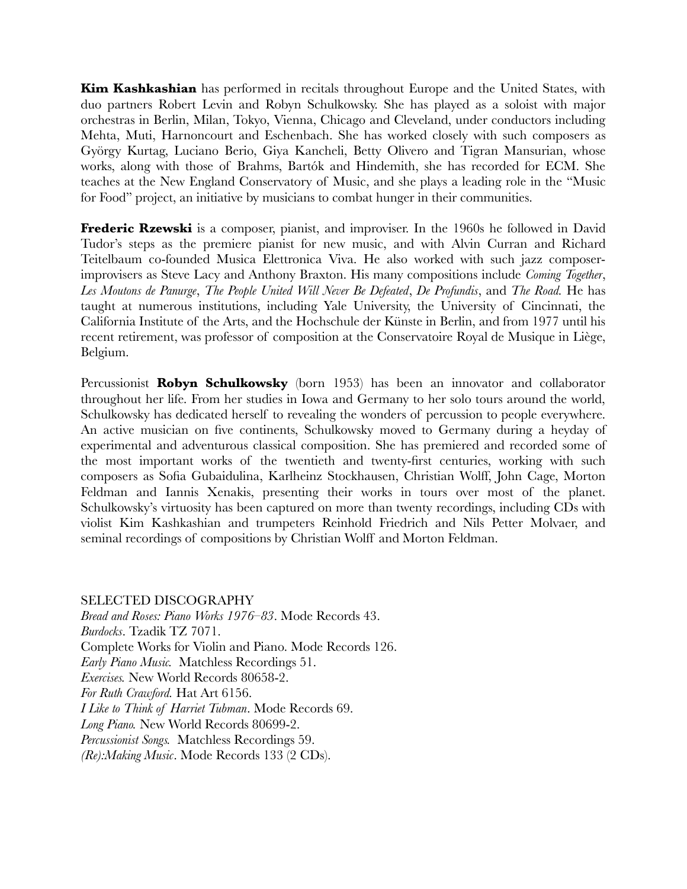**Kim Kashkashian** has performed in recitals throughout Europe and the United States, with duo partners Robert Levin and Robyn Schulkowsky. She has played as a soloist with major orchestras in Berlin, Milan, Tokyo, Vienna, Chicago and Cleveland, under conductors including Mehta, Muti, Harnoncourt and Eschenbach. She has worked closely with such composers as György Kurtag, Luciano Berio, Giya Kancheli, Betty Olivero and Tigran Mansurian, whose works, along with those of Brahms, Bartók and Hindemith, she has recorded for ECM. She teaches at the New England Conservatory of Music, and she plays a leading role in the "Music for Food" project, an initiative by musicians to combat hunger in their communities.

**Frederic Rzewski** is a composer, pianist, and improviser. In the 1960s he followed in David Tudor's steps as the premiere pianist for new music, and with Alvin Curran and Richard Teitelbaum co-founded Musica Elettronica Viva. He also worked with such jazz composer-improvisers as Steve Lacy and Anthony Braxton. His many compositions include *Coming Together*, *Les Moutons de Panurge*, *The People United Will Never Be Defeated*, *De Profundis*, and *The Road.* He has taught at numerous institutions, including Yale University, the University of Cincinnati, the California Institute of the Arts, and the Hochschule der Künste in Berlin, and from 1977 until his recent retirement, was professor of composition at the Conservatoire Royal de Musique in Liège, Belgium.

Percussionist **Robyn Schulkowsky** (born 1953) has been an innovator and collaborator throughout her life. From her studies in Iowa and Germany to her solo tours around the world, Schulkowsky has dedicated herself to revealing the wonders of percussion to people everywhere. An active musician on five continents, Schulkowsky moved to Germany during a heyday of experimental and adventurous classical composition. She has premiered and recorded some of the most important works of the twentieth and twenty-first centuries, working with such composers as Sofia Gubaidulina, Karlheinz Stockhausen, Christian Wolff, John Cage, Morton Feldman and Iannis Xenakis, presenting their works in tours over most of the planet. Schulkowsky's virtuosity has been captured on more than twenty recordings, including CDs with violist Kim Kashkashian and trumpeters Reinhold Friedrich and Nils Petter Molvaer, and seminal recordings of compositions by Christian Wolff and Morton Feldman.

SELECTED DISCOGRAPHY

*Bread and Roses: Piano Works 1976–83*. Mode Records 43.
*Burdocks*. Tzadik TZ 7071.
Complete Works for Violin and Piano. Mode Records 126.
*Early Piano Music.* Matchless Recordings 51.
*Exercises.* New World Records 80658-2.
*For Ruth Crawford.* Hat Art 6156.
*I Like to Think of Harriet Tubman*. Mode Records 69.
*Long Piano.* New World Records 80699-2.
*Percussionist Songs.* Matchless Recordings 59.
*(Re):Making Music*. Mode Records 133 (2 CDs).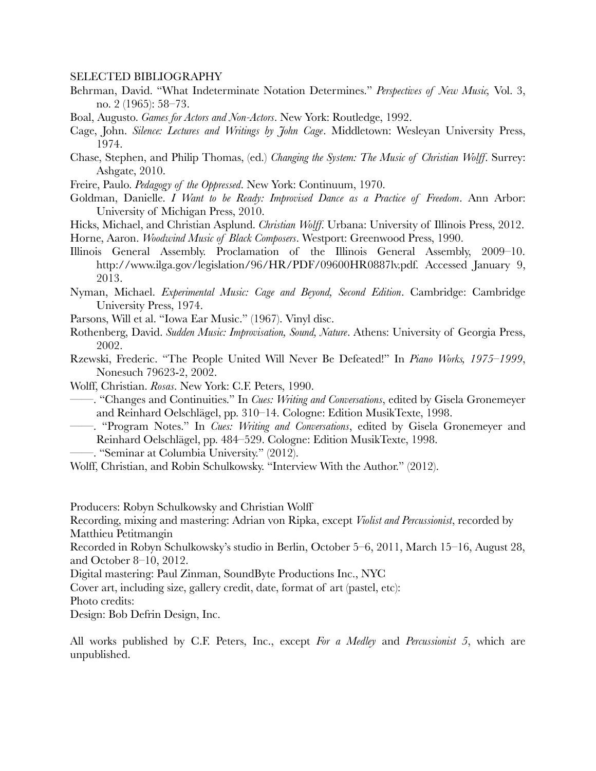SELECTED BIBLIOGRAPHY

Behrman, David. "What Indeterminate Notation Determines." *Perspectives of New Music*, Vol. 3, no. 2 (1965): 58–73.

Boal, Augusto. *Games for Actors and Non-Actors*. New York: Routledge, 1992.

Cage, John. *Silence: Lectures and Writings by John Cage*. Middletown: Wesleyan University Press, 1974.

Chase, Stephen, and Philip Thomas, (ed.) *Changing the System: The Music of Christian Wolff*. Surrey: Ashgate, 2010.

Freire, Paulo. *Pedagogy of the Oppressed*. New York: Continuum, 1970.

Goldman, Danielle. *I Want to be Ready: Improvised Dance as a Practice of Freedom*. Ann Arbor: University of Michigan Press, 2010.

Hicks, Michael, and Christian Asplund. *Christian Wolff*. Urbana: University of Illinois Press, 2012.

Horne, Aaron. *Woodwind Music of Black Composers*. Westport: Greenwood Press, 1990.

Illinois General Assembly. Proclamation of the Illinois General Assembly, 2009–10. http://www.ilga.gov/legislation/96/HR/PDF/09600HR0887lv.pdf. Accessed January 9, 2013.

Nyman, Michael. *Experimental Music: Cage and Beyond, Second Edition*. Cambridge: Cambridge University Press, 1974.

Parsons, Will et al. "Iowa Ear Music." (1967). Vinyl disc.

Rothenberg, David. *Sudden Music: Improvisation, Sound, Nature*. Athens: University of Georgia Press, 2002.

Rzewski, Frederic. "The People United Will Never Be Defeated!" In *Piano Works, 1975–1999*, Nonesuch 79623-2, 2002.

Wolff, Christian. *Rosas*. New York: C.F. Peters, 1990.

——. "Changes and Continuities." In *Cues: Writing and Conversations*, edited by Gisela Gronemeyer and Reinhard Oelschlägel, pp. 310–14. Cologne: Edition MusikTexte, 1998.

——. "Program Notes." In *Cues: Writing and Conversations*, edited by Gisela Gronemeyer and Reinhard Oelschlägel, pp. 484–529. Cologne: Edition MusikTexte, 1998.

——. "Seminar at Columbia University." (2012).

Wolff, Christian, and Robin Schulkowsky. "Interview With the Author." (2012).

Producers: Robyn Schulkowsky and Christian Wolff

Recording, mixing and mastering: Adrian von Ripka, except *Violist and Percussionist*, recorded by Matthieu Petitmangin

Recorded in Robyn Schulkowsky's studio in Berlin, October 5–6, 2011, March 15–16, August 28, and October 8–10, 2012.

Digital mastering: Paul Zinman, SoundByte Productions Inc., NYC

Cover art, including size, gallery credit, date, format of art (pastel, etc):

Photo credits:

Design: Bob Defrin Design, Inc.

All works published by C.F. Peters, Inc., except *For a Medley* and *Percussionist 5*, which are unpublished.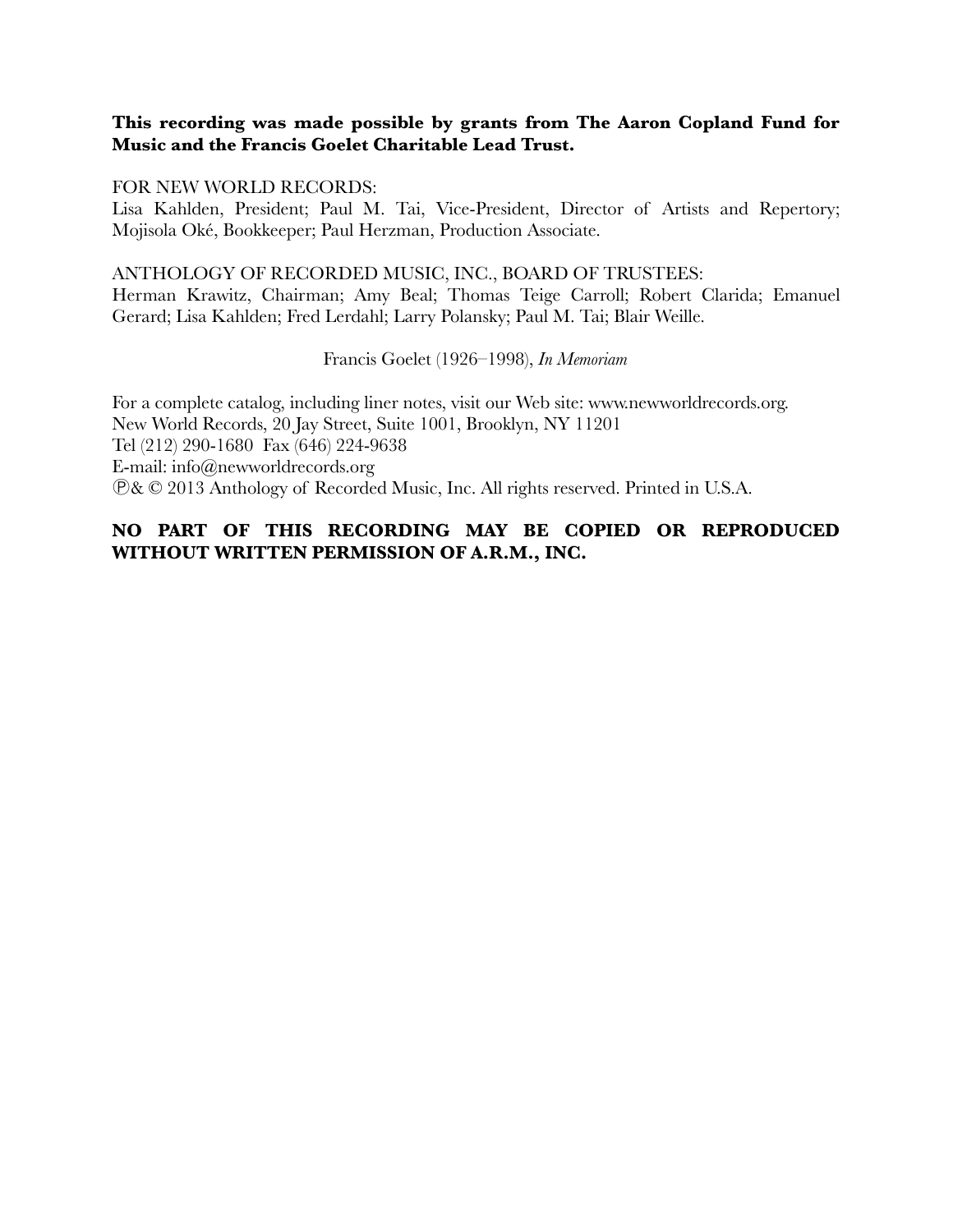**This recording was made possible by grants from The Aaron Copland Fund for Music and the Francis Goelet Charitable Lead Trust.**

FOR NEW WORLD RECORDS:
Lisa Kahlden, President; Paul M. Tai, Vice-President, Director of Artists and Repertory; Mojisola Oké, Bookkeeper; Paul Herzman, Production Associate.

ANTHOLOGY OF RECORDED MUSIC, INC., BOARD OF TRUSTEES:
Herman Krawitz, Chairman; Amy Beal; Thomas Teige Carroll; Robert Clarida; Emanuel Gerard; Lisa Kahlden; Fred Lerdahl; Larry Polansky; Paul M. Tai; Blair Weille.

Francis Goelet (1926–1998), *In Memoriam*

For a complete catalog, including liner notes, visit our Web site: www.newworldrecords.org.
New World Records, 20 Jay Street, Suite 1001, Brooklyn, NY 11201
Tel (212) 290-1680 Fax (646) 224-9638
E-mail: info@newworldrecords.org
℗& © 2013 Anthology of Recorded Music, Inc. All rights reserved. Printed in U.S.A.

**NO PART OF THIS RECORDING MAY BE COPIED OR REPRODUCED WITHOUT WRITTEN PERMISSION OF A.R.M., INC.**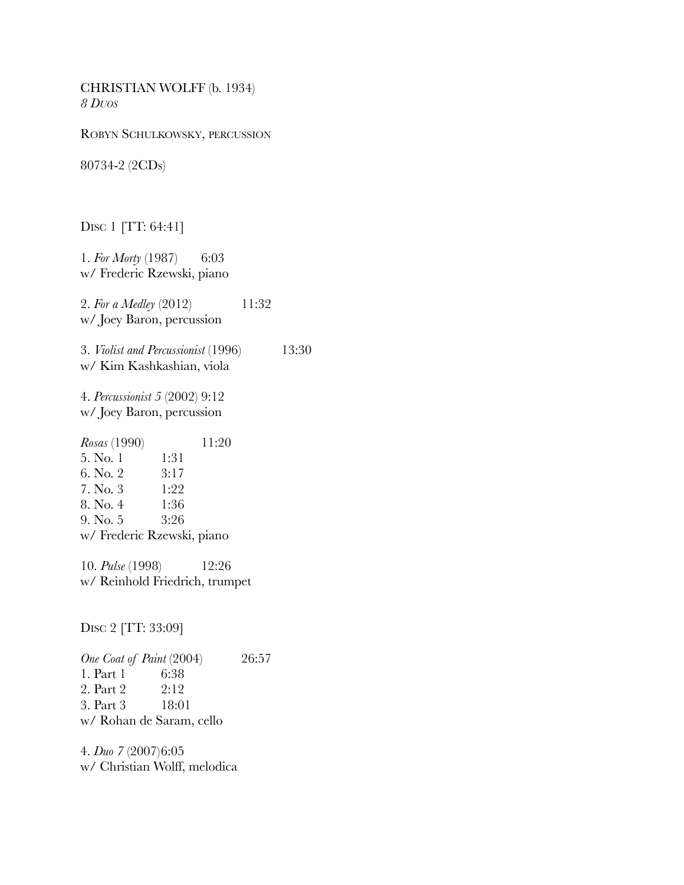CHRISTIAN WOLFF (b. 1934)
*8 Duos*

Robyn Schulkowsky, percussion

80734-2 (2CDs)

Disc 1 [TT: 64:41]

1. *For Morty* (1987) 6:03
w/ Frederic Rzewski, piano

2. *For a Medley* (2012) 11:32
w/ Joey Baron, percussion

3. *Violist and Percussionist* (1996) 13:30
w/ Kim Kashkashian, viola

4. *Percussionist 5* (2002) 9:12
w/ Joey Baron, percussion

*Rosas* (1990) 11:20
5. No. 1 1:31
6. No. 2 3:17
7. No. 3 1:22
8. No. 4 1:36
9. No. 5 3:26
w/ Frederic Rzewski, piano

10. *Pulse* (1998) 12:26
w/ Reinhold Friedrich, trumpet

Disc 2 [TT: 33:09]

*One Coat of Paint* (2004) 26:57
1. Part 1 6:38
2. Part 2 2:12
3. Part 3 18:01
w/ Rohan de Saram, cello

4. *Duo 7* (2007)6:05
w/ Christian Wolff, melodica